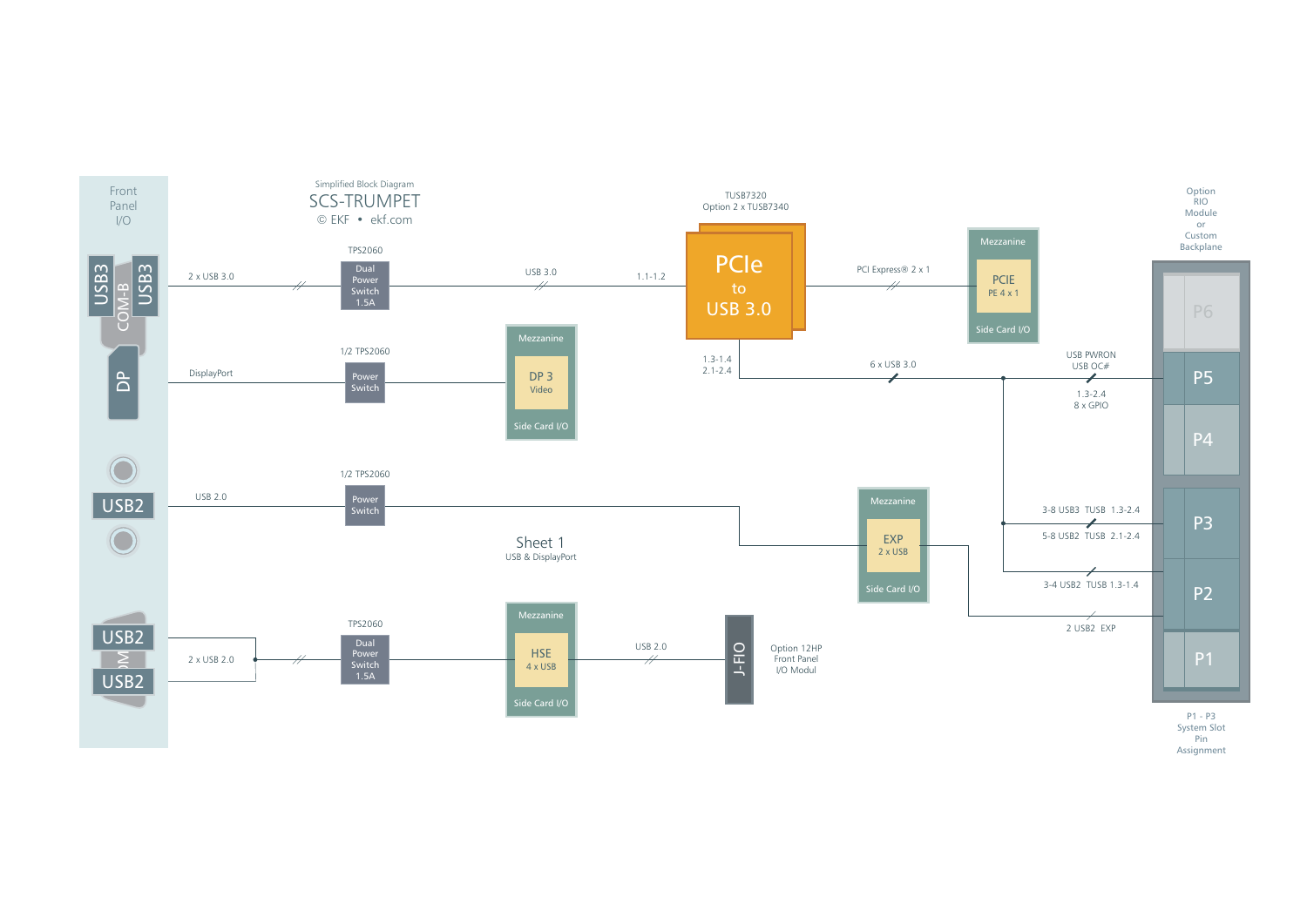Simplified Block Diagram

# SCS-TRUMPET

© EKF • ekf.com

Front Panel I/O

USB3 COM-B USB3

DP

USB2

USB2 COM USB2

2 x USB 3.0

TPS2060

Dual Power Switch 1.5A

USB 3.0

1.1-1.2

TUSB7320
Option 2 x TUSB7340

PCIe to USB 3.0

PCI Express® 2 x 1

Mezzanine

PCIE
PE 4 x 1

Side Card I/O

Option RIO Module or Custom Backplane

P6

P5

P4

P3

P2

P1

DisplayPort

1/2 TPS2060

Power Switch

Mezzanine

DP 3
Video

Side Card I/O

1.3-1.4
2.1-2.4

6 x USB 3.0

USB PWRON
USB OC#

1.3-2.4
8 x GPIO

USB 2.0

1/2 TPS2060

Power Switch

Sheet 1
USB & DisplayPort

Mezzanine

EXP
2 x USB

Side Card I/O

3-8 USB3 TUSB 1.3-2.4

5-8 USB2 TUSB 2.1-2.4

3-4 USB2 TUSB 1.3-1.4

2 USB2 EXP

2 x USB 2.0

TPS2060

Dual Power Switch 1.5A

Mezzanine

HSE
4 x USB

Side Card I/O

USB 2.0

J-FIO

Option 12HP Front Panel I/O Modul

P1 - P3
System Slot Pin Assignment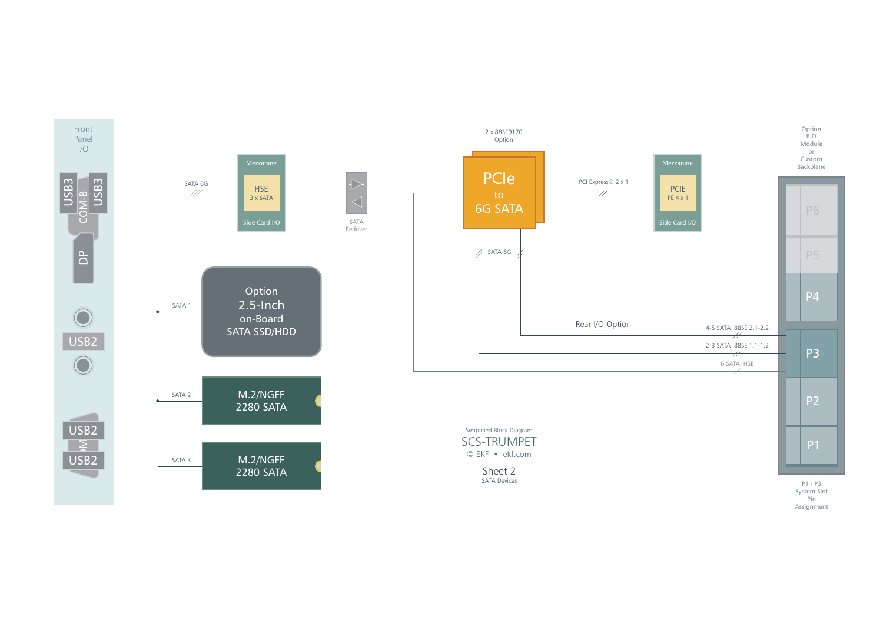Front Panel I/O

USB3 COM-B USB3

DP

USB2

USB2

USB2

SATA 6G

Mezzanine

HSE
3 x SATA

Side Card I/O

SATA Redriver

2 x 88SE9170 Option

PCIe to 6G SATA

PCI Express® 2 x 1

Mezzanine

PCIE
PE 4 x 1

Side Card I/O

Option RIO Module or Custom Backplane

P6

P5

P4

P3

P2

P1

P1 - P3 System Slot Pin Assignment

SATA 6G

SATA 1

Option
2.5-Inch
on-Board
SATA SSD/HDD

SATA 2

M.2/NGFF
2280 SATA

SATA 3

M.2/NGFF
2280 SATA

Rear I/O Option

4-5 SATA 88SE 2.1-2.2

2-3 SATA 88SE 1.1-1.2

6 SATA HSE

Simplified Block Diagram

SCS-TRUMPET

© EKF • ekf.com

Sheet 2

SATA Devices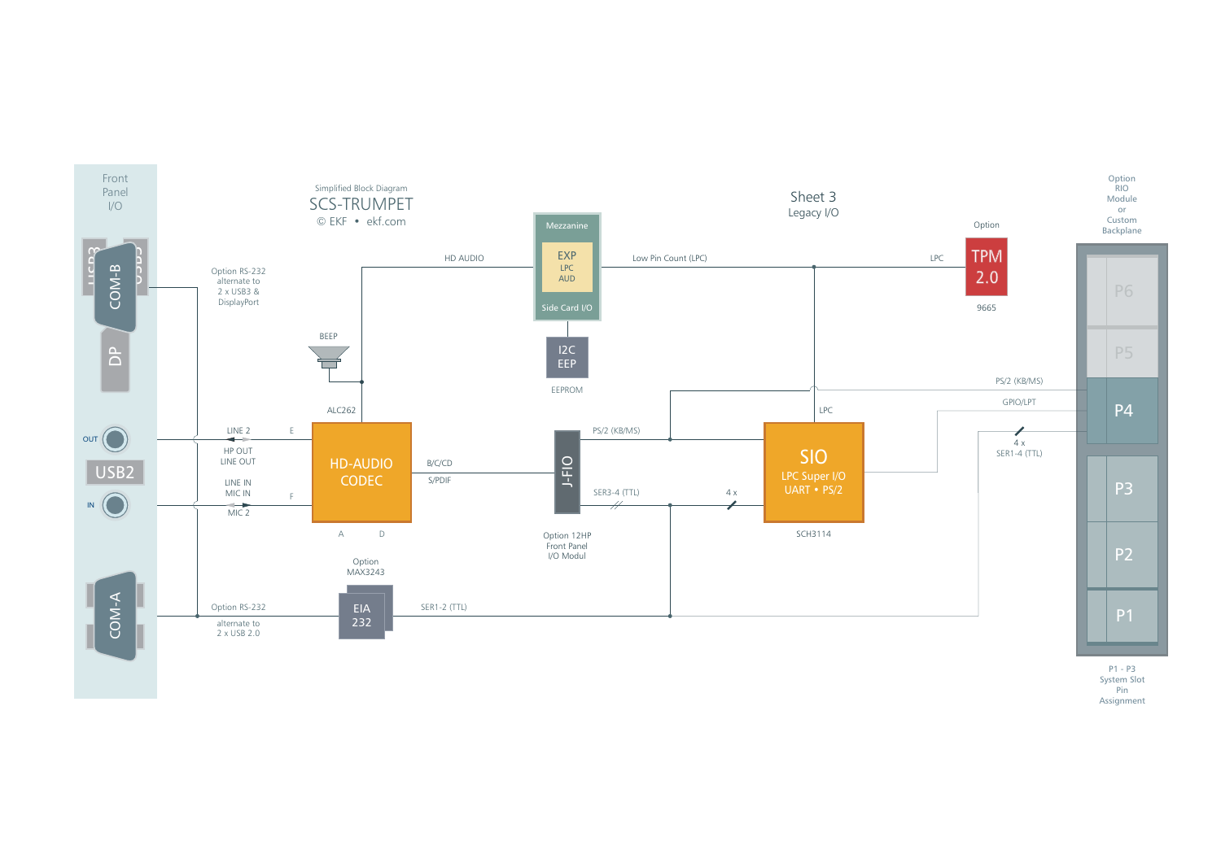Simplified Block Diagram

# SCS-TRUMPET

© EKF • ekf.com

## Sheet 3

Legacy I/O

Front Panel I/O

USB3
COM-B
USB3
DP

Option RS-232
alternate to
2 x USB3 &
DisplayPort

OUT
USB2
IN

LINE 2
HP OUT
LINE OUT
LINE IN
MIC IN
MIC 2

E
F

COM-A

Option RS-232
alternate to
2 x USB 2.0

BEEP

ALC262

HD AUDIO

HD-AUDIO
CODEC

A
D

B/C/CD
S/PDIF

Option
MAX3243

EIA
232

SER1-2 (TTL)

Mezzanine
EXP
LPC
AUD
Side Card I/O

I2C
EEP
EEPROM

Low Pin Count (LPC)

J-FIO

Option 12HP
Front Panel
I/O Modul

PS/2 (KB/MS)
SER3-4 (TTL)
4 x

LPC

SIO
LPC Super I/O
UART • PS/2

SCH3114

Option

TPM
2.0

9665

LPC

PS/2 (KB/MS)
GPIO/LPT
4 x
SER1-4 (TTL)

Option
RIO
Module
or
Custom
Backplane

P6
P5
P4
P3
P2
P1

P1 - P3
System Slot
Pin
Assignment